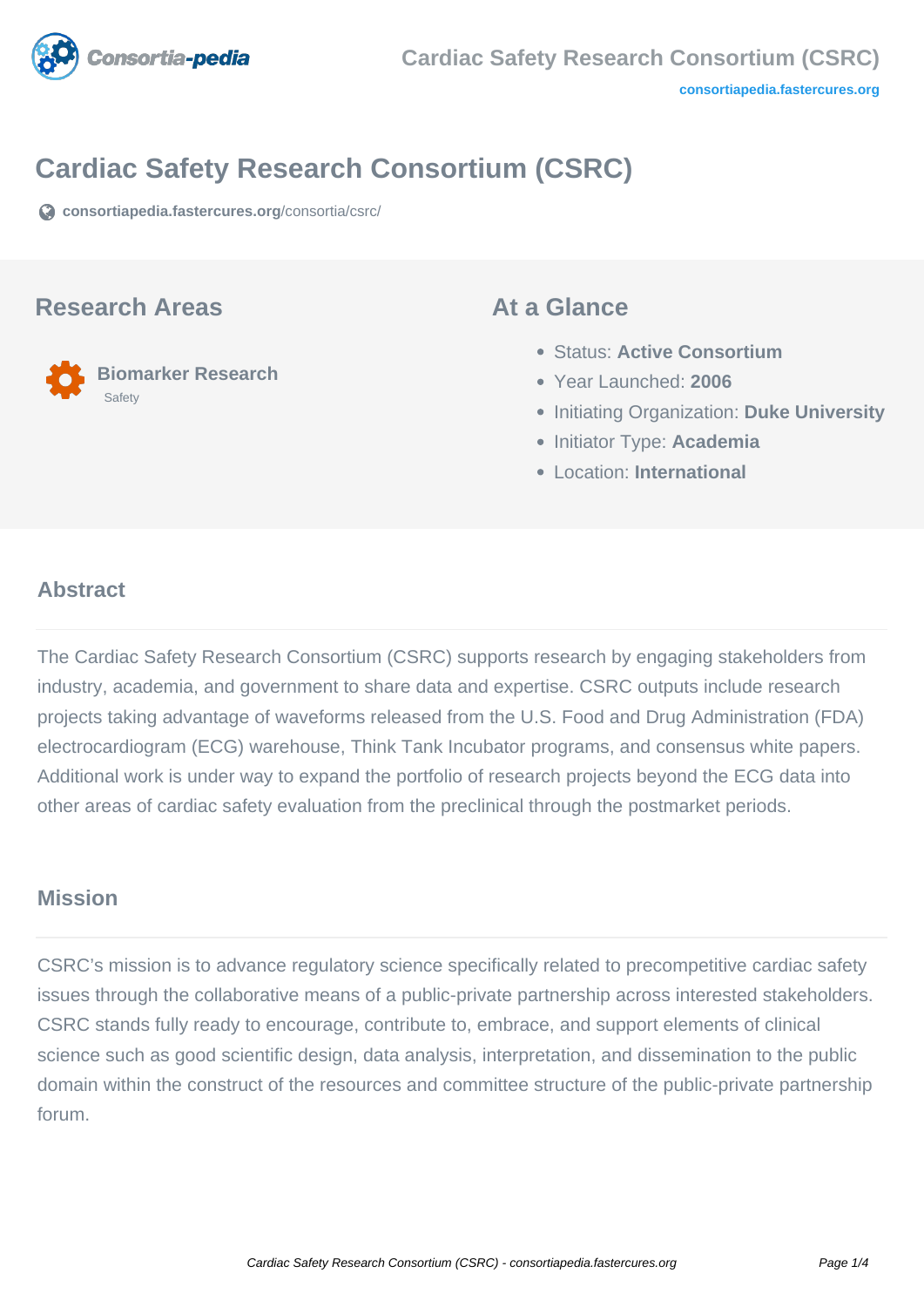# Cardiac Safety Research Consortium (CSRC)

consortiapedia.fastercures.org/consortia/csrc/

## Research Areas

**Biomarker Research**
Safety

## At a Glance

- Status: **Active Consortium**
- Year Launched: **2006**
- Initiating Organization: **Duke University**
- Initiator Type: **Academia**
- Location: **International**

### Abstract

The Cardiac Safety Research Consortium (CSRC) supports research by engaging stakeholders from industry, academia, and government to share data and expertise. CSRC outputs include research projects taking advantage of waveforms released from the U.S. Food and Drug Administration (FDA) electrocardiogram (ECG) warehouse, Think Tank Incubator programs, and consensus white papers. Additional work is under way to expand the portfolio of research projects beyond the ECG data into other areas of cardiac safety evaluation from the preclinical through the postmarket periods.

### Mission

CSRC's mission is to advance regulatory science specifically related to precompetitive cardiac safety issues through the collaborative means of a public-private partnership across interested stakeholders. CSRC stands fully ready to encourage, contribute to, embrace, and support elements of clinical science such as good scientific design, data analysis, interpretation, and dissemination to the public domain within the construct of the resources and committee structure of the public-private partnership forum.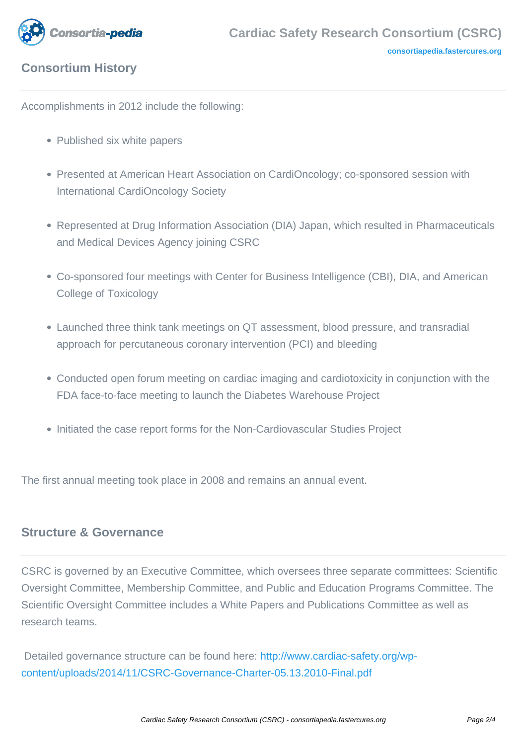## Consortium History

Accomplishments in 2012 include the following:

- Published six white papers
- Presented at American Heart Association on CardiOncology; co-sponsored session with International CardiOncology Society
- Represented at Drug Information Association (DIA) Japan, which resulted in Pharmaceuticals and Medical Devices Agency joining CSRC
- Co-sponsored four meetings with Center for Business Intelligence (CBI), DIA, and American College of Toxicology
- Launched three think tank meetings on QT assessment, blood pressure, and transradial approach for percutaneous coronary intervention (PCI) and bleeding
- Conducted open forum meeting on cardiac imaging and cardiotoxicity in conjunction with the FDA face-to-face meeting to launch the Diabetes Warehouse Project
- Initiated the case report forms for the Non-Cardiovascular Studies Project

The first annual meeting took place in 2008 and remains an annual event.

## Structure & Governance

CSRC is governed by an Executive Committee, which oversees three separate committees: Scientific Oversight Committee, Membership Committee, and Public and Education Programs Committee. The Scientific Oversight Committee includes a White Papers and Publications Committee as well as research teams.

Detailed governance structure can be found here: http://www.cardiac-safety.org/wp-content/uploads/2014/11/CSRC-Governance-Charter-05.13.2010-Final.pdf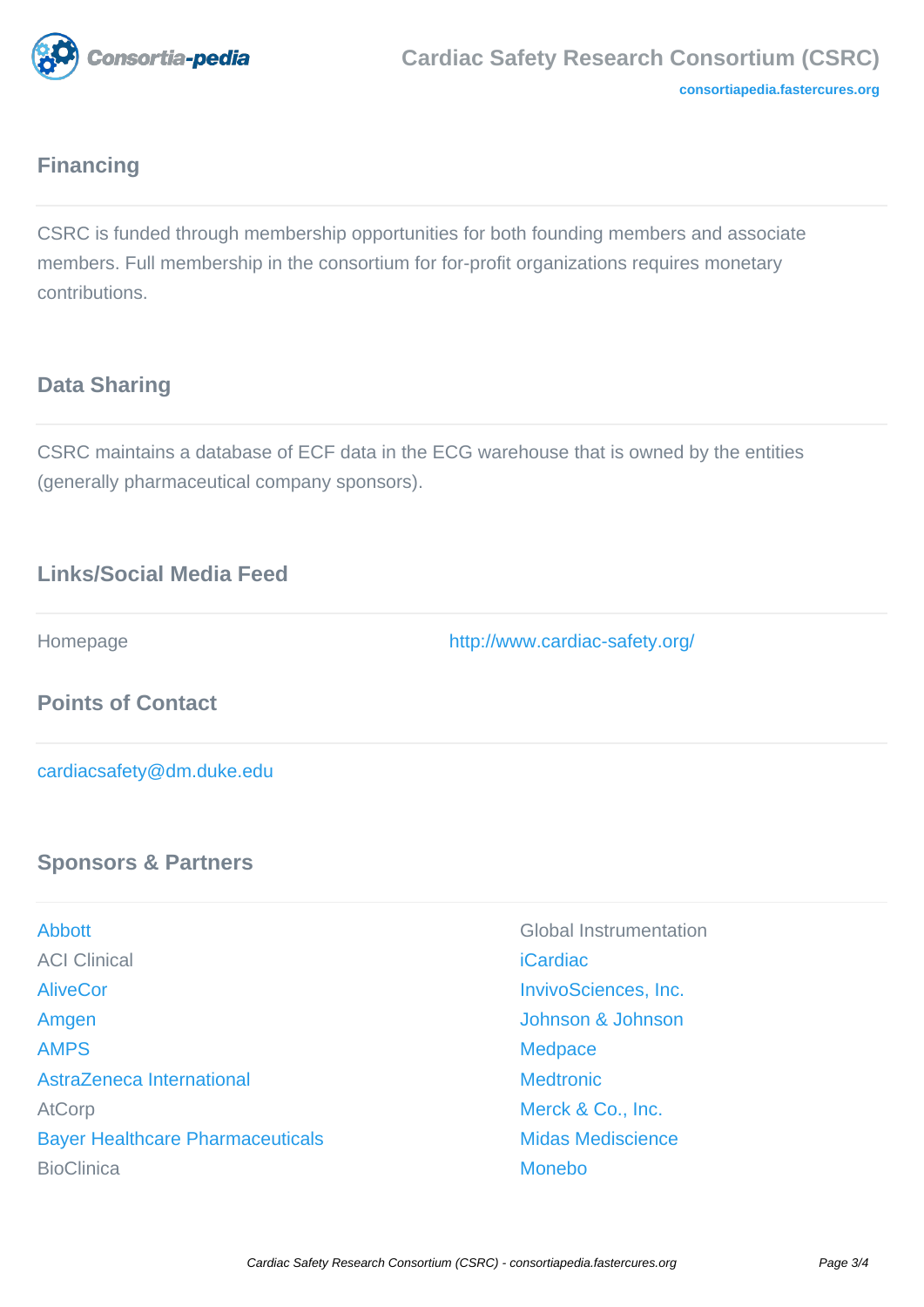## Financing

CSRC is funded through membership opportunities for both founding members and associate members. Full membership in the consortium for for-profit organizations requires monetary contributions.

## Data Sharing

CSRC maintains a database of ECF data in the ECG warehouse that is owned by the entities (generally pharmaceutical company sponsors).

## Links/Social Media Feed

| | |
|---|---|
| Homepage | http://www.cardiac-safety.org/ |

## Points of Contact

cardiacsafety@dm.duke.edu

## Sponsors & Partners

- Abbott
- ACI Clinical
- AliveCor
- Amgen
- AMPS
- AstraZeneca International
- AtCorp
- Bayer Healthcare Pharmaceuticals
- BioClinica
- Global Instrumentation
- iCardiac
- InvivoSciences, Inc.
- Johnson & Johnson
- Medpace
- Medtronic
- Merck & Co., Inc.
- Midas Mediscience
- Monebo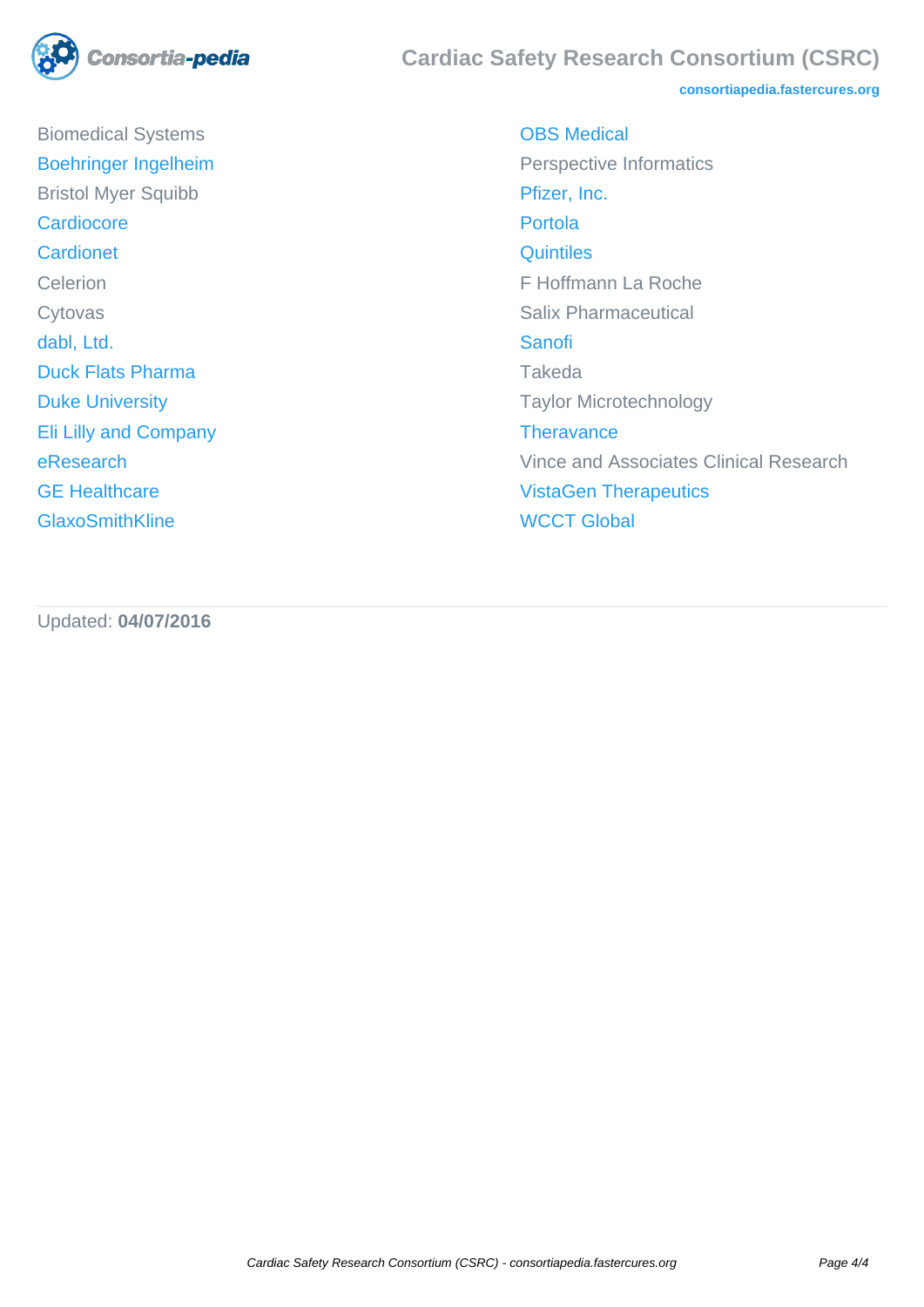- Biomedical Systems
- Boehringer Ingelheim
- Bristol Myer Squibb
- Cardiocore
- Cardionet
- Celerion
- Cytovas
- dabl, Ltd.
- Duck Flats Pharma
- Duke University
- Eli Lilly and Company
- eResearch
- GE Healthcare
- GlaxoSmithKline
- OBS Medical
- Perspective Informatics
- Pfizer, Inc.
- Portola
- Quintiles
- F Hoffmann La Roche
- Salix Pharmaceutical
- Sanofi
- Takeda
- Taylor Microtechnology
- Theravance
- Vince and Associates Clinical Research
- VistaGen Therapeutics
- WCCT Global

---

Updated: **04/07/2016**